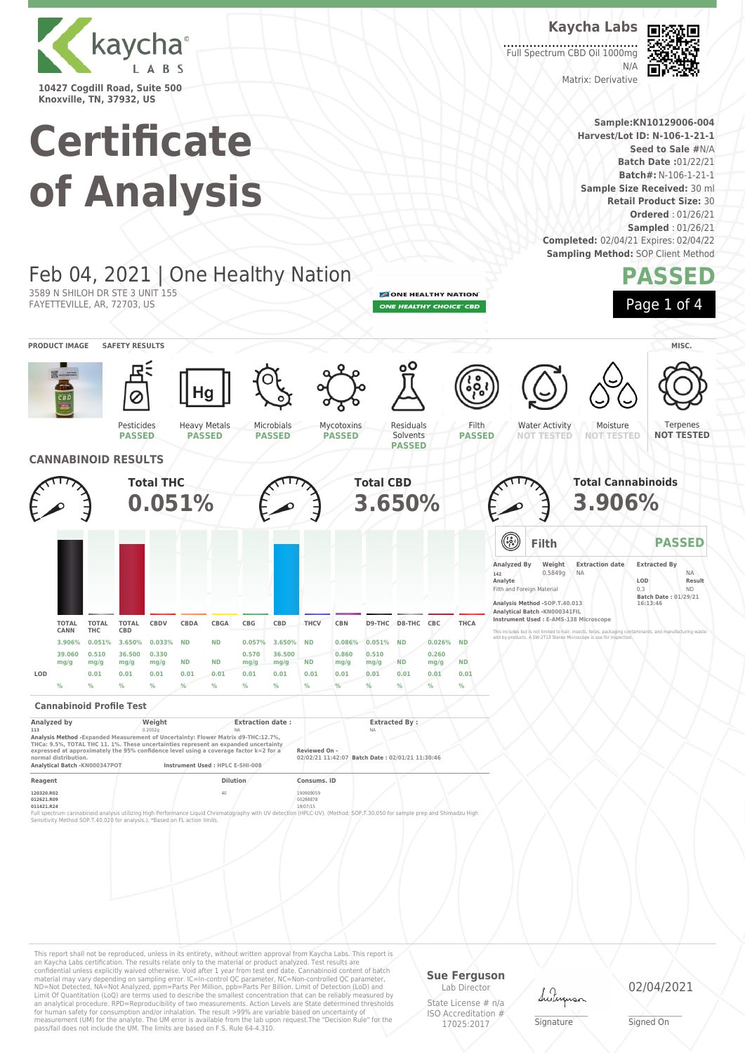kaycha LABS

10427 Cogdill Road, Suite 500
Knoxville, TN, 37932, US

**Kaycha Labs**

Full Spectrum CBD Oil 1000mg
N/A
Matrix: Derivative

# Certificate of Analysis

**Sample:**KN10129006-004
**Harvest/Lot ID: N-106-1-21-1**
**Seed to Sale** #N/A
**Batch Date** :01/22/21
**Batch#:** N-106-1-21-1
**Sample Size Received:** 30 ml
**Retail Product Size:** 30
**Ordered** : 01/26/21
**Sampled** : 01/26/21
**Completed:** 02/04/21 Expires: 02/04/22
**Sampling Method:** SOP Client Method

## Feb 04, 2021 | One Healthy Nation

3589 N SHILOH DR STE 3 UNIT 155
FAYETTEVILLE, AR, 72703, US

ONE HEALTHY NATION
ONE HEALTHY CHOICE CBD

**PASSED**

PRODUCT IMAGE | SAFETY RESULTS | MISC.

| Pesticides | Heavy Metals | Microbials | Mycotoxins | Residuals Solvents | Filth | Water Activity | Moisture | Terpenes |
|---|---|---|---|---|---|---|---|---|
| PASSED | PASSED | PASSED | PASSED | PASSED | PASSED | NOT TESTED | NOT TESTED | NOT TESTED |

## CANNABINOID RESULTS

**Total THC**
**0.051%**

**Total CBD**
**3.650%**

**Total Cannabinoids**
**3.906%**

| | TOTAL CANN | TOTAL THC | TOTAL CBD | CBDV | CBDA | CBGA | CBG | CBD | THCV | CBN | D9-THC | D8-THC | CBC | THCA |
|---|---|---|---|---|---|---|---|---|---|---|---|---|---|---|
| | 3.906% | 0.051% | 3.650% | 0.033% | ND | ND | 0.057% | 3.650% | ND | 0.086% | 0.051% | ND | 0.026% | ND |
| | 39.060 mg/g | 0.510 mg/g | 36.500 mg/g | 0.330 mg/g | ND | ND | 0.570 mg/g | 36.500 mg/g | ND | 0.860 mg/g | 0.510 mg/g | ND | 0.260 mg/g | ND |
| LOD | | 0.01 | 0.01 | 0.01 | 0.01 | 0.01 | 0.01 | 0.01 | 0.01 | 0.01 | 0.01 | 0.01 | 0.01 | 0.01 |
| | % | % | % | % | % | % | % | % | % | % | % | % | % | % |

### Cannabinoid Profile Test

| Analyzed by | Weight | Extraction date : | Extracted By : |
|---|---|---|---|
| 113 | 0.2052g | NA | NA |

**Analysis Method** -Expanded Measurement of Uncertainty: Flower Matrix d9-THC:12.7%, THCa: 9.5%, TOTAL THC 11. 1%. These uncertainties represent an expanded uncertainty expressed at approximately the 95% confidence level using a coverage factor k=2 for a normal distribution.

**Reviewed On** - 02/02/21 11:42:07 **Batch Date :** 02/01/21 11:30:46

**Analytical Batch** -KN000347POT **Instrument Used :** HPLC E-SHI-008

| Reagent | Dilution | Consums. ID |
|---|---|---|
| 120320.R02 | 40 | 190909059 |
| 012621.R09 | | 00288878 |
| 011421.R24 | | 19/07/15 |

Full spectrum cannabinoid analysis utilizing High Performance Liquid Chromatography with UV detection (HPLC-UV). (Method: SOP.T.30.050 for sample prep and Shimadzu High Sensitivity Method SOP.T.40.020 for analysis.). *Based on FL action limits.

### Filth — PASSED

| Analyzed By | Weight | Extraction date | Extracted By |
|---|---|---|---|
| 142 | 0.5849g | NA | NA |

| Analyte | LOD | Result |
|---|---|---|
| Filth and Foreign Material | 0.3 | ND |

**Analysis Method** -SOP.T.40.013
**Analytical Batch** -KN000341FIL
**Instrument Used :** E-AMS-138 Microscope
**Batch Date :** 01/29/21 16:13:46

This includes but is not limited to hair, insects, feces, packaging contaminants, and manufacturing waste and by-products. A SW-2T13 Stereo Microscope is use for inspection.

---

This report shall not be reproduced, unless in its entirety, without written approval from Kaycha Labs. This report is an Kaycha Labs certification. The results relate only to the material or product analyzed. Test results are confidential unless explicitly waived otherwise. Void after 1 year from test end date. Cannabinoid content of batch material may vary depending on sampling error. IC=In-control QC parameter, NC=Non-controlled QC parameter, ND=Not Detected, NA=Not Analyzed, ppm=Parts Per Million, ppb=Parts Per Billion. Limit of Detection (LoD) and Limit Of Quantitation (LoQ) are terms used to describe the smallest concentration that can be reliably measured by an analytical procedure. RPD=Reproducibility of two measurements. Action Levels are State determined thresholds for human safety for consumption and/or inhalation. The result >99% are variable based on uncertainty of measurement (UM) for the analyte. The UM error is available from the lab upon request.The "Decision Rule" for the pass/fail does not include the UM. The limits are based on F.S. Rule 64-4.310.

**Sue Ferguson**
Lab Director
State License # n/a
ISO Accreditation # 17025:2017

Signature

02/04/2021
Signed On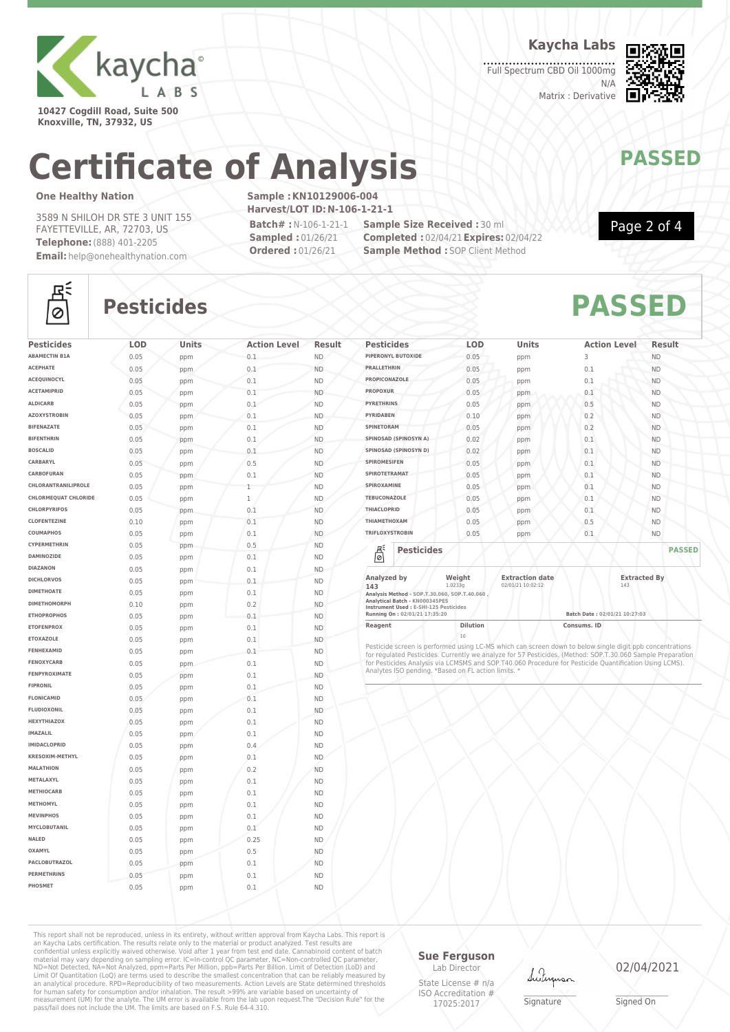**Kaycha Labs**

Full Spectrum CBD Oil 1000mg
N/A
Matrix : Derivative

10427 Cogdill Road, Suite 500
Knoxville, TN, 37932, US

# Certificate of Analysis

**PASSED**

**One Healthy Nation**

3589 N SHILOH DR STE 3 UNIT 155
FAYETTEVILLE, AR, 72703, US
**Telephone:** (888) 401-2205
**Email:** help@onehealthynation.com

**Sample : KN10129006-004**
**Harvest/LOT ID: N-106-1-21-1**
**Batch# :** N-106-1-21-1
**Sampled :** 01/26/21
**Ordered :** 01/26/21
**Sample Size Received :** 30 ml
**Completed :** 02/04/21 **Expires:** 02/04/22
**Sample Method :** SOP Client Method

## Pesticides

**PASSED**

| Pesticides | LOD | Units | Action Level | Result |
|---|---|---|---|---|
| ABAMECTIN B1A | 0.05 | ppm | 0.1 | ND |
| ACEPHATE | 0.05 | ppm | 0.1 | ND |
| ACEQUINOCYL | 0.05 | ppm | 0.1 | ND |
| ACETAMIPRID | 0.05 | ppm | 0.1 | ND |
| ALDICARB | 0.05 | ppm | 0.1 | ND |
| AZOXYSTROBIN | 0.05 | ppm | 0.1 | ND |
| BIFENAZATE | 0.05 | ppm | 0.1 | ND |
| BIFENTHRIN | 0.05 | ppm | 0.1 | ND |
| BOSCALID | 0.05 | ppm | 0.1 | ND |
| CARBARYL | 0.05 | ppm | 0.5 | ND |
| CARBOFURAN | 0.05 | ppm | 0.1 | ND |
| CHLORANTRANILIPROLE | 0.05 | ppm | 1 | ND |
| CHLORMEQUAT CHLORIDE | 0.05 | ppm | 1 | ND |
| CHLORPYRIFOS | 0.05 | ppm | 0.1 | ND |
| CLOFENTEZINE | 0.10 | ppm | 0.1 | ND |
| COUMAPHOS | 0.05 | ppm | 0.1 | ND |
| CYPERMETHRIN | 0.05 | ppm | 0.5 | ND |
| DAMINOZIDE | 0.05 | ppm | 0.1 | ND |
| DIAZANON | 0.05 | ppm | 0.1 | ND |
| DICHLORVOS | 0.05 | ppm | 0.1 | ND |
| DIMETHOATE | 0.05 | ppm | 0.1 | ND |
| DIMETHOMORPH | 0.10 | ppm | 0.2 | ND |
| ETHOPROPHOS | 0.05 | ppm | 0.1 | ND |
| ETOFENPROX | 0.05 | ppm | 0.1 | ND |
| ETOXAZOLE | 0.05 | ppm | 0.1 | ND |
| FENHEXAMID | 0.05 | ppm | 0.1 | ND |
| FENOXYCARB | 0.05 | ppm | 0.1 | ND |
| FENPYROXIMATE | 0.05 | ppm | 0.1 | ND |
| FIPRONIL | 0.05 | ppm | 0.1 | ND |
| FLONICAMID | 0.05 | ppm | 0.1 | ND |
| FLUDIOXONIL | 0.05 | ppm | 0.1 | ND |
| HEXYTHIAZOX | 0.05 | ppm | 0.1 | ND |
| IMAZALIL | 0.05 | ppm | 0.1 | ND |
| IMIDACLOPRID | 0.05 | ppm | 0.4 | ND |
| KRESOXIM-METHYL | 0.05 | ppm | 0.1 | ND |
| MALATHION | 0.05 | ppm | 0.2 | ND |
| METALAXYL | 0.05 | ppm | 0.1 | ND |
| METHIOCARB | 0.05 | ppm | 0.1 | ND |
| METHOMYL | 0.05 | ppm | 0.1 | ND |
| MEVINPHOS | 0.05 | ppm | 0.1 | ND |
| MYCLOBUTANIL | 0.05 | ppm | 0.1 | ND |
| NALED | 0.05 | ppm | 0.25 | ND |
| OXAMYL | 0.05 | ppm | 0.5 | ND |
| PACLOBUTRAZOL | 0.05 | ppm | 0.1 | ND |
| PERMETHRINS | 0.05 | ppm | 0.1 | ND |
| PHOSMET | 0.05 | ppm | 0.1 | ND |
| PIPERONYL BUTOXIDE | 0.05 | ppm | 3 | ND |
| PRALLETHRIN | 0.05 | ppm | 0.1 | ND |
| PROPICONAZOLE | 0.05 | ppm | 0.1 | ND |
| PROPOXUR | 0.05 | ppm | 0.1 | ND |
| PYRETHRINS | 0.05 | ppm | 0.5 | ND |
| PYRIDABEN | 0.10 | ppm | 0.2 | ND |
| SPINETORAM | 0.05 | ppm | 0.2 | ND |
| SPINOSAD (SPINOSYN A) | 0.02 | ppm | 0.1 | ND |
| SPINOSAD (SPINOSYN D) | 0.02 | ppm | 0.1 | ND |
| SPIROMESIFEN | 0.05 | ppm | 0.1 | ND |
| SPIROTETRAMAT | 0.05 | ppm | 0.1 | ND |
| SPIROXAMINE | 0.05 | ppm | 0.1 | ND |
| TEBUCONAZOLE | 0.05 | ppm | 0.1 | ND |
| THIACLOPRID | 0.05 | ppm | 0.1 | ND |
| THIAMETHOXAM | 0.05 | ppm | 0.5 | ND |
| TRIFLOXYSTROBIN | 0.05 | ppm | 0.1 | ND |

**Pesticides** — **PASSED**

| Analyzed by | Weight | Extraction date | Extracted By |
|---|---|---|---|
| 143 | 1.0233g | 02/01/21 10:02:12 | 143 |

Analysis Method - SOP.T.30.060, SOP.T.40.060 ,
Analytical Batch - KN000345PES
Instrument Used : E-SHI-125 Pesticides
Running On : 02/01/21 17:35:20
Batch Date : 02/01/21 10:27:03

| Reagent | Dilution | Consums. ID |
|---|---|---|
| | 10 | |

Pesticide screen is performed using LC-MS which can screen down to below single digit ppb concentrations for regulated Pesticides. Currently we analyze for 57 Pesticides. (Method: SOP.T.30.060 Sample Preparation for Pesticides Analysis via LCMSMS and SOP.T40.060 Procedure for Pesticide Quantification Using LCMS). Analytes ISO pending. *Based on FL action limits. *

This report shall not be reproduced, unless in its entirety, without written approval from Kaycha Labs. This report is an Kaycha Labs certification. The results relate only to the material or product analyzed. Test results are confidential unless explicitly waived otherwise. Void after 1 year from test end date. Cannabinoid content of batch material may vary depending on sampling error. IC=In-control QC parameter, NC=Non-controlled QC parameter, ND=Not Detected, NA=Not Analyzed, ppm=Parts Per Million, ppb=Parts Per Billion. Limit of Detection (LoD) and Limit Of Quantitation (LoQ) are terms used to describe the smallest concentration that can be reliably measured by an analytical procedure. RPD=Reproducibility of two measurements. Action Levels are State determined thresholds for human safety for consumption and/or inhalation. The result >99% are variable based on uncertainty of measurement (UM) for the analyte. The UM error is available from the lab upon request.The "Decision Rule" for the pass/fail does not include the UM. The limits are based on F.S. Rule 64-4.310.

**Sue Ferguson**
Lab Director
State License # n/a
ISO Accreditation # 17025:2017

Signature

02/04/2021
Signed On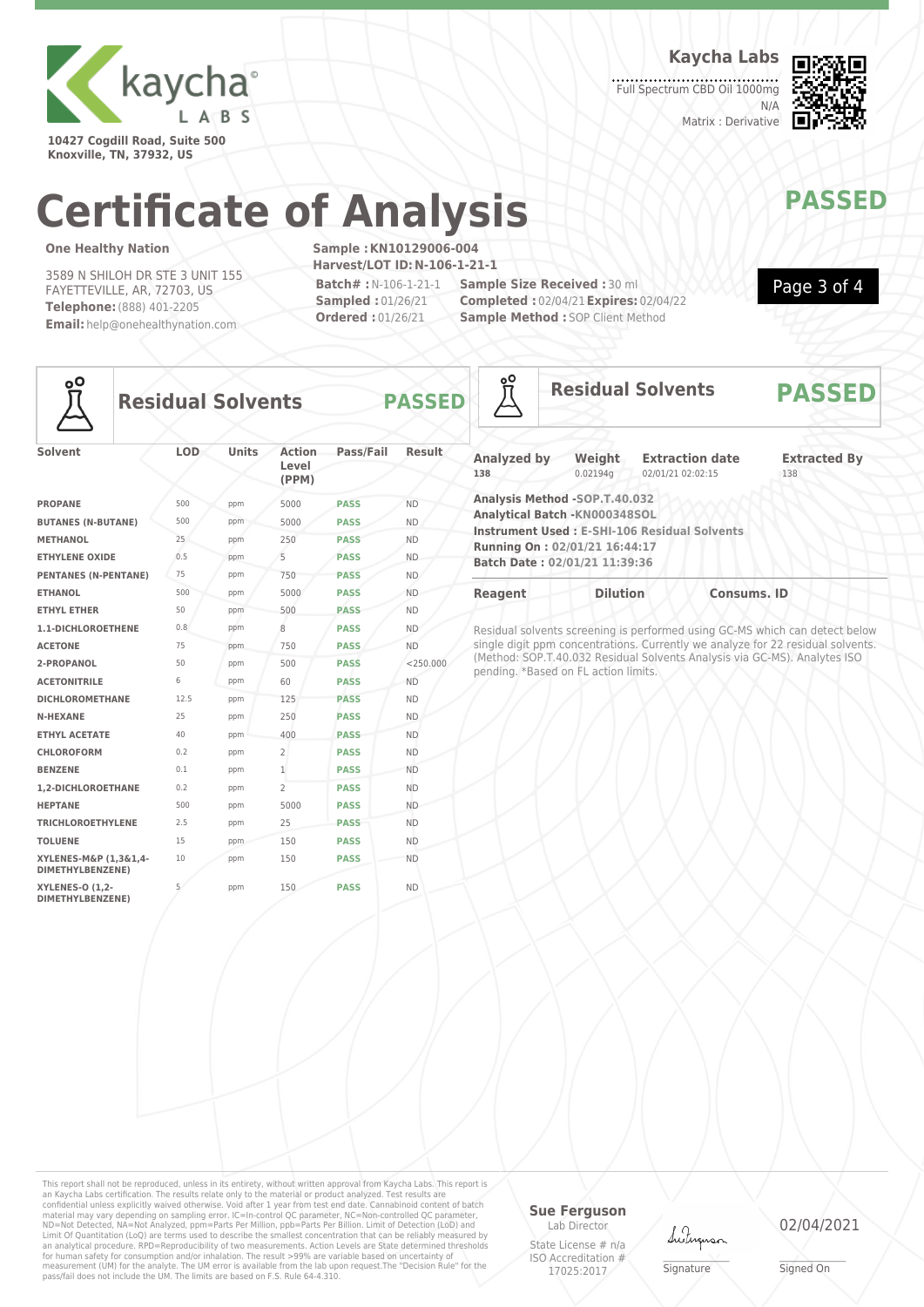**Kaycha Labs**

10427 Cogdill Road, Suite 500
Knoxville, TN, 37932, US

Full Spectrum CBD Oil 1000mg
N/A
Matrix : Derivative

# Certificate of Analysis

**PASSED**

**One Healthy Nation**

3589 N SHILOH DR STE 3 UNIT 155
FAYETTEVILLE, AR, 72703, US
**Telephone:** (888) 401-2205
**Email:** help@onehealthynation.com

**Sample : KN10129006-004**
**Harvest/LOT ID: N-106-1-21-1**
**Batch# :** N-106-1-21-1
**Sampled :** 01/26/21
**Ordered :** 01/26/21
**Sample Size Received :** 30 ml
**Completed :** 02/04/21 **Expires:** 02/04/22
**Sample Method :** SOP Client Method

## Residual Solvents — PASSED

| Solvent | LOD | Units | Action Level (PPM) | Pass/Fail | Result |
|---|---|---|---|---|---|
| PROPANE | 500 | ppm | 5000 | PASS | ND |
| BUTANES (N-BUTANE) | 500 | ppm | 5000 | PASS | ND |
| METHANOL | 25 | ppm | 250 | PASS | ND |
| ETHYLENE OXIDE | 0.5 | ppm | 5 | PASS | ND |
| PENTANES (N-PENTANE) | 75 | ppm | 750 | PASS | ND |
| ETHANOL | 500 | ppm | 5000 | PASS | ND |
| ETHYL ETHER | 50 | ppm | 500 | PASS | ND |
| 1,1-DICHLOROETHENE | 0.8 | ppm | 8 | PASS | ND |
| ACETONE | 75 | ppm | 750 | PASS | ND |
| 2-PROPANOL | 50 | ppm | 500 | PASS | <250.000 |
| ACETONITRILE | 6 | ppm | 60 | PASS | ND |
| DICHLOROMETHANE | 12.5 | ppm | 125 | PASS | ND |
| N-HEXANE | 25 | ppm | 250 | PASS | ND |
| ETHYL ACETATE | 40 | ppm | 400 | PASS | ND |
| CHLOROFORM | 0.2 | ppm | 2 | PASS | ND |
| BENZENE | 0.1 | ppm | 1 | PASS | ND |
| 1,2-DICHLOROETHANE | 0.2 | ppm | 2 | PASS | ND |
| HEPTANE | 500 | ppm | 5000 | PASS | ND |
| TRICHLOROETHYLENE | 2.5 | ppm | 25 | PASS | ND |
| TOLUENE | 15 | ppm | 150 | PASS | ND |
| XYLENES-M&P (1,3&1,4-DIMETHYLBENZENE) | 10 | ppm | 150 | PASS | ND |
| XYLENES-O (1,2-DIMETHYLBENZENE) | 5 | ppm | 150 | PASS | ND |

## Residual Solvents — PASSED

| Analyzed by | Weight | Extraction date | Extracted By |
|---|---|---|---|
| 138 | 0.02194g | 02/01/21 02:02:15 | 138 |

**Analysis Method -SOP.T.40.032**
**Analytical Batch -KN000348SOL**
**Instrument Used : E-SHI-106 Residual Solvents**
**Running On : 02/01/21 16:44:17**
**Batch Date : 02/01/21 11:39:36**

| Reagent | Dilution | Consums. ID |
|---|---|---|

Residual solvents screening is performed using GC-MS which can detect below single digit ppm concentrations. Currently we analyze for 22 residual solvents. (Method: SOP.T.40.032 Residual Solvents Analysis via GC-MS). Analytes ISO pending. *Based on FL action limits.

This report shall not be reproduced, unless in its entirety, without written approval from Kaycha Labs. This report is an Kaycha Labs certification. The results relate only to the material or product analyzed. Test results are confidential unless explicitly waived otherwise. Void after 1 year from test end date. Cannabinoid content of batch material may vary depending on sampling error. IC=In-control QC parameter, NC=Non-controlled QC parameter, ND=Not Detected, NA=Not Analyzed, ppm=Parts Per Million, ppb=Parts Per Billion. Limit of Detection (LoD) and Limit Of Quantitation (LoQ) are terms used to describe the smallest concentration that can be reliably measured by an analytical procedure. RPD=Reproducibility of two measurements. Action Levels are State determined thresholds for human safety for consumption and/or inhalation. The result >99% are variable based on uncertainty of measurement (UM) for the analyte. The UM error is available from the lab upon request.The "Decision Rule" for the pass/fail does not include the UM. The limits are based on F.S. Rule 64-4.310.

**Sue Ferguson**
Lab Director
State License # n/a
ISO Accreditation # 17025:2017

Signature

02/04/2021
Signed On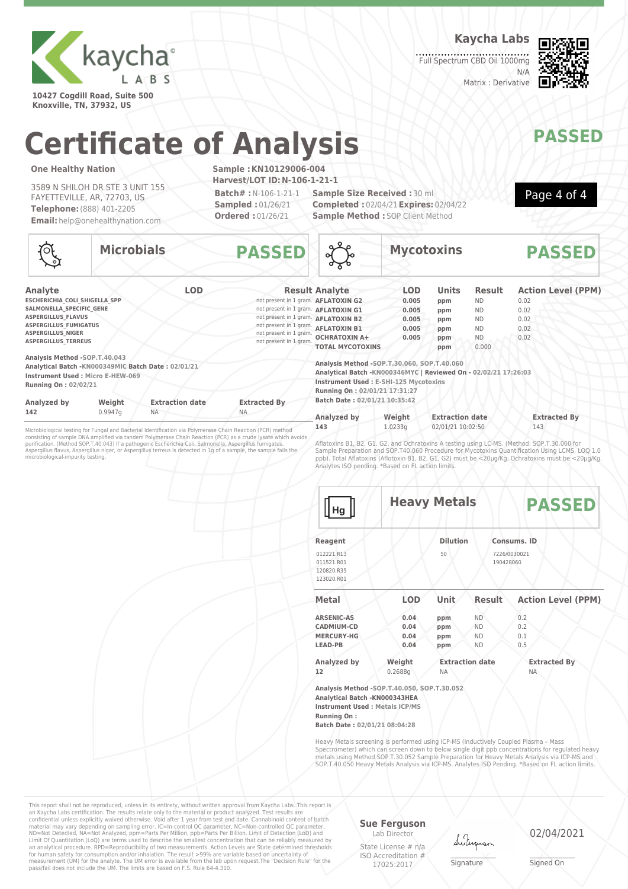kaycha LABS

10427 Cogdill Road, Suite 500
Knoxville, TN, 37932, US

**Kaycha Labs**

Full Spectrum CBD Oil 1000mg
N/A
Matrix : Derivative

# Certificate of Analysis

**PASSED**

**One Healthy Nation**

3589 N SHILOH DR STE 3 UNIT 155
FAYETTEVILLE, AR, 72703, US
**Telephone:** (888) 401-2205
**Email:** help@onehealthynation.com

**Sample : KN10129006-004**
**Harvest/LOT ID: N-106-1-21-1**
**Batch# :** N-106-1-21-1
**Sampled :** 01/26/21
**Ordered :** 01/26/21
**Sample Size Received :** 30 ml
**Completed :** 02/04/21 **Expires:** 02/04/22
**Sample Method :** SOP Client Method

## Microbials — PASSED

| Analyte | LOD | Result |
|---|---|---|
| ESCHERICHIA_COLI_SHIGELLA_SPP | | not present in 1 gram. |
| SALMONELLA_SPECIFIC_GENE | | not present in 1 gram. |
| ASPERGILLUS_FLAVUS | | not present in 1 gram. |
| ASPERGILLUS_FUMIGATUS | | not present in 1 gram. |
| ASPERGILLUS_NIGER | | not present in 1 gram. |
| ASPERGILLUS_TERREUS | | not present in 1 gram. |

**Analysis Method -SOP.T.40.043**
**Analytical Batch -KN000349MIC Batch Date : 02/01/21**
**Instrument Used : Micro E-HEW-069**
**Running On : 02/02/21**

| Analyzed by | Weight | Extraction date | Extracted By |
|---|---|---|---|
| 142 | 0.9947g | NA | NA |

Microbiological testing for Fungal and Bacterial Identification via Polymerase Chain Reaction (PCR) method consisting of sample DNA amplified via tandem Polymerase Chain Reaction (PCR) as a crude lysate which avoids purification. (Method SOP.T.40.043) If a pathogenic Escherichia Coli, Salmonella, Aspergillus fumigatus, Aspergillus flavus, Aspergillus niger, or Aspergillus terreus is detected in 1g of a sample, the sample fails the microbiological-impurity testing.

## Mycotoxins — PASSED

| Analyte | LOD | Units | Result | Action Level (PPM) |
|---|---|---|---|---|
| AFLATOXIN G2 | 0.005 | ppm | ND | 0.02 |
| AFLATOXIN G1 | 0.005 | ppm | ND | 0.02 |
| AFLATOXIN B2 | 0.005 | ppm | ND | 0.02 |
| AFLATOXIN B1 | 0.005 | ppm | ND | 0.02 |
| OCHRATOXIN A+ | 0.005 | ppm | ND | 0.02 |
| TOTAL MYCOTOXINS | | ppm | 0.000 | |

**Analysis Method -SOP.T.30.060, SOP.T.40.060**
**Analytical Batch -KN000346MYC | Reviewed On - 02/02/21 17:26:03**
**Instrument Used : E-SHI-125 Mycotoxins**
**Running On : 02/01/21 17:31:27**
**Batch Date : 02/01/21 10:35:42**

| Analyzed by | Weight | Extraction date | Extracted By |
|---|---|---|---|
| 143 | 1.0233g | 02/01/21 10:02:50 | 143 |

Aflatoxins B1, B2, G1, G2, and Ochratoxins A testing using LC-MS. (Method: SOP.T.30.060 for Sample Preparation and SOP.T40.060 Procedure for Mycotoxins Quantification Using LCMS. LOQ 1.0 ppb). Total Aflatoxins (Aflotoxin B1, B2, G1, G2) must be <20µg/Kg. Ochratoxins must be <20µg/Kg. Analytes ISO pending. *Based on FL action limits.

## Heavy Metals — PASSED

| Reagent | Dilution | Consums. ID |
|---|---|---|
| 012221.R13 | 50 | 7226/0030021 |
| 011521.R01 | | 190428060 |
| 120820.R35 | | |
| 123020.R01 | | |

| Metal | LOD | Unit | Result | Action Level (PPM) |
|---|---|---|---|---|
| ARSENIC-AS | 0.04 | ppm | ND | 0.2 |
| CADMIUM-CD | 0.04 | ppm | ND | 0.2 |
| MERCURY-HG | 0.04 | ppm | ND | 0.1 |
| LEAD-PB | 0.04 | ppm | ND | 0.5 |

| Analyzed by | Weight | Extraction date | Extracted By |
|---|---|---|---|
| 12 | 0.2688g | NA | NA |

**Analysis Method -SOP.T.40.050, SOP.T.30.052**
**Analytical Batch -KN000343HEA**
**Instrument Used : Metals ICP/MS**
**Running On :**
**Batch Date : 02/01/21 08:04:28**

Heavy Metals screening is performed using ICP-MS (Inductively Coupled Plasma - Mass Spectrometer) which can screen down to below single digit ppb concentrations for regulated heavy metals using Method SOP.T.30.052 Sample Preparation for Heavy Metals Analysis via ICP-MS and SOP.T.40.050 Heavy Metals Analysis via ICP-MS. Analytes ISO Pending. *Based on FL action limits.

This report shall not be reproduced, unless in its entirety, without written approval from Kaycha Labs. This report is an Kaycha Labs certification. The results relate only to the material or product analyzed. Test results are confidential unless explicitly waived otherwise. Void after 1 year from test end date. Cannabinoid content of batch material may vary depending on sampling error. IC=In-control QC parameter, NC=Non-controlled QC parameter, ND=Not Detected, NA=Not Analyzed, ppm=Parts Per Million, ppb=Parts Per Billion. Limit of Detection (LoD) and Limit Of Quantitation (LoQ) are terms used to describe the smallest concentration that can be reliably measured by an analytical procedure. RPD=Reproducibility of two measurements. Action Levels are State determined thresholds for human safety for consumption and/or inhalation. The result >99% are variable based on uncertainty of measurement (UM) for the analyte. The UM error is available from the lab upon request.The "Decision Rule" for the pass/fail does not include the UM. The limits are based on F.S. Rule 64-4.310.

**Sue Ferguson**
Lab Director
State License # n/a
ISO Accreditation # 17025:2017

Signature

02/04/2021
Signed On